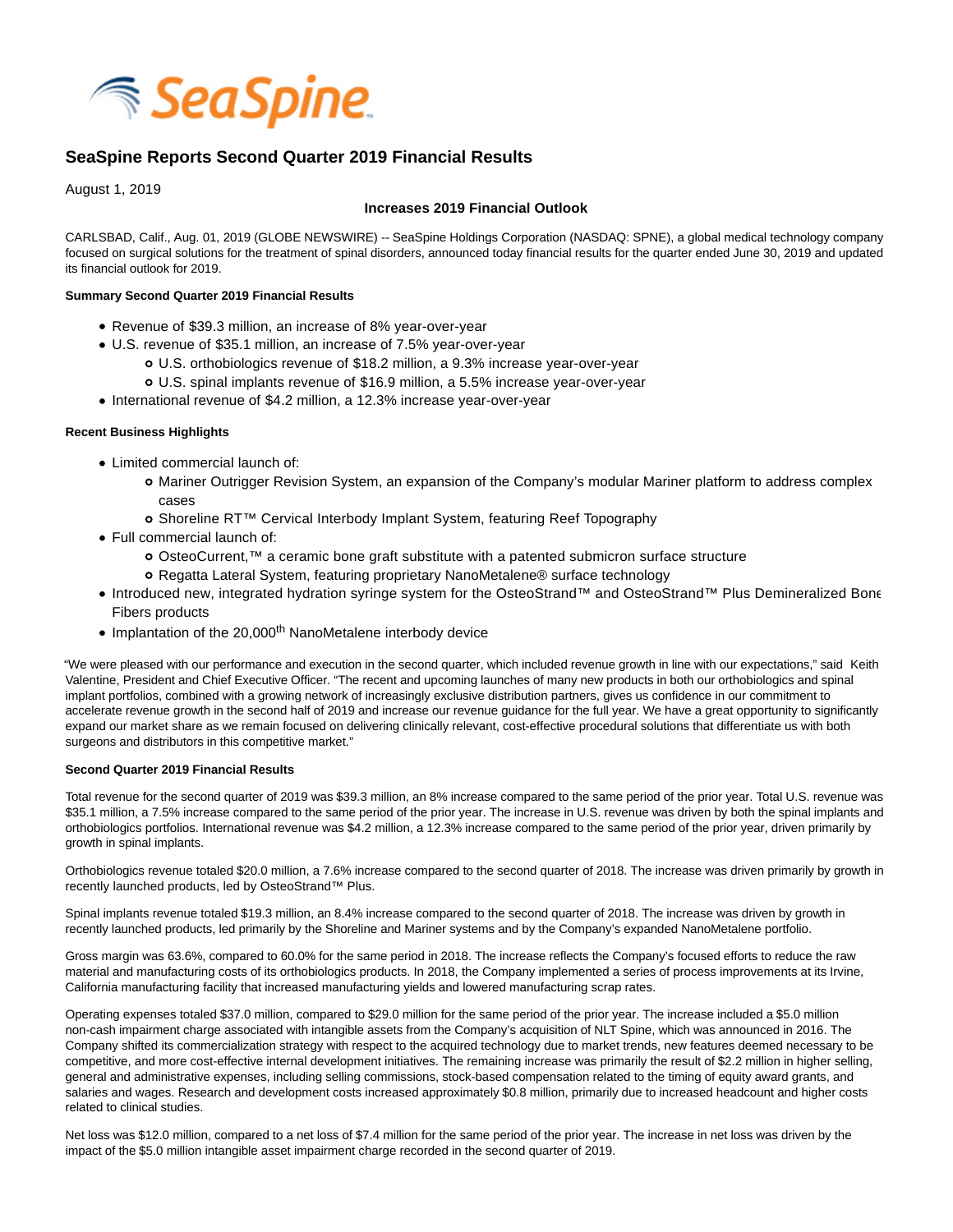# SeaSpine Reports Second Quarter 2019 Financial Results

August 1, 2019

**Increases 2019 Financial Outlook**

CARLSBAD, Calif., Aug. 01, 2019 (GLOBE NEWSWIRE) -- SeaSpine Holdings Corporation (NASDAQ: SPNE), a global medical technology company focused on surgical solutions for the treatment of spinal disorders, announced today financial results for the quarter ended June 30, 2019 and updated its financial outlook for 2019.

**Summary Second Quarter 2019 Financial Results**

- Revenue of $39.3 million, an increase of 8% year-over-year
- U.S. revenue of $35.1 million, an increase of 7.5% year-over-year
    - U.S. orthobiologics revenue of $18.2 million, a 9.3% increase year-over-year
    - U.S. spinal implants revenue of $16.9 million, a 5.5% increase year-over-year
- International revenue of $4.2 million, a 12.3% increase year-over-year

**Recent Business Highlights**

- Limited commercial launch of:
    - Mariner Outrigger Revision System, an expansion of the Company's modular Mariner platform to address complex cases
    - Shoreline RT™ Cervical Interbody Implant System, featuring Reef Topography
- Full commercial launch of:
    - OsteoCurrent,™ a ceramic bone graft substitute with a patented submicron surface structure
    - Regatta Lateral System, featuring proprietary NanoMetalene® surface technology
- Introduced new, integrated hydration syringe system for the OsteoStrand™ and OsteoStrand™ Plus Demineralized Bone Fibers products
- Implantation of the 20,000th NanoMetalene interbody device

"We were pleased with our performance and execution in the second quarter, which included revenue growth in line with our expectations," said Keith Valentine, President and Chief Executive Officer. "The recent and upcoming launches of many new products in both our orthobiologics and spinal implant portfolios, combined with a growing network of increasingly exclusive distribution partners, gives us confidence in our commitment to accelerate revenue growth in the second half of 2019 and increase our revenue guidance for the full year. We have a great opportunity to significantly expand our market share as we remain focused on delivering clinically relevant, cost-effective procedural solutions that differentiate us with both surgeons and distributors in this competitive market."

**Second Quarter 2019 Financial Results**

Total revenue for the second quarter of 2019 was $39.3 million, an 8% increase compared to the same period of the prior year. Total U.S. revenue was $35.1 million, a 7.5% increase compared to the same period of the prior year. The increase in U.S. revenue was driven by both the spinal implants and orthobiologics portfolios. International revenue was $4.2 million, a 12.3% increase compared to the same period of the prior year, driven primarily by growth in spinal implants.

Orthobiologics revenue totaled $20.0 million, a 7.6% increase compared to the second quarter of 2018. The increase was driven primarily by growth in recently launched products, led by OsteoStrand™ Plus.

Spinal implants revenue totaled $19.3 million, an 8.4% increase compared to the second quarter of 2018. The increase was driven by growth in recently launched products, led primarily by the Shoreline and Mariner systems and by the Company's expanded NanoMetalene portfolio.

Gross margin was 63.6%, compared to 60.0% for the same period in 2018. The increase reflects the Company's focused efforts to reduce the raw material and manufacturing costs of its orthobiologics products. In 2018, the Company implemented a series of process improvements at its Irvine, California manufacturing facility that increased manufacturing yields and lowered manufacturing scrap rates.

Operating expenses totaled $37.0 million, compared to $29.0 million for the same period of the prior year. The increase included a $5.0 million non-cash impairment charge associated with intangible assets from the Company's acquisition of NLT Spine, which was announced in 2016. The Company shifted its commercialization strategy with respect to the acquired technology due to market trends, new features deemed necessary to be competitive, and more cost-effective internal development initiatives. The remaining increase was primarily the result of $2.2 million in higher selling, general and administrative expenses, including selling commissions, stock-based compensation related to the timing of equity award grants, and salaries and wages. Research and development costs increased approximately $0.8 million, primarily due to increased headcount and higher costs related to clinical studies.

Net loss was $12.0 million, compared to a net loss of $7.4 million for the same period of the prior year. The increase in net loss was driven by the impact of the $5.0 million intangible asset impairment charge recorded in the second quarter of 2019.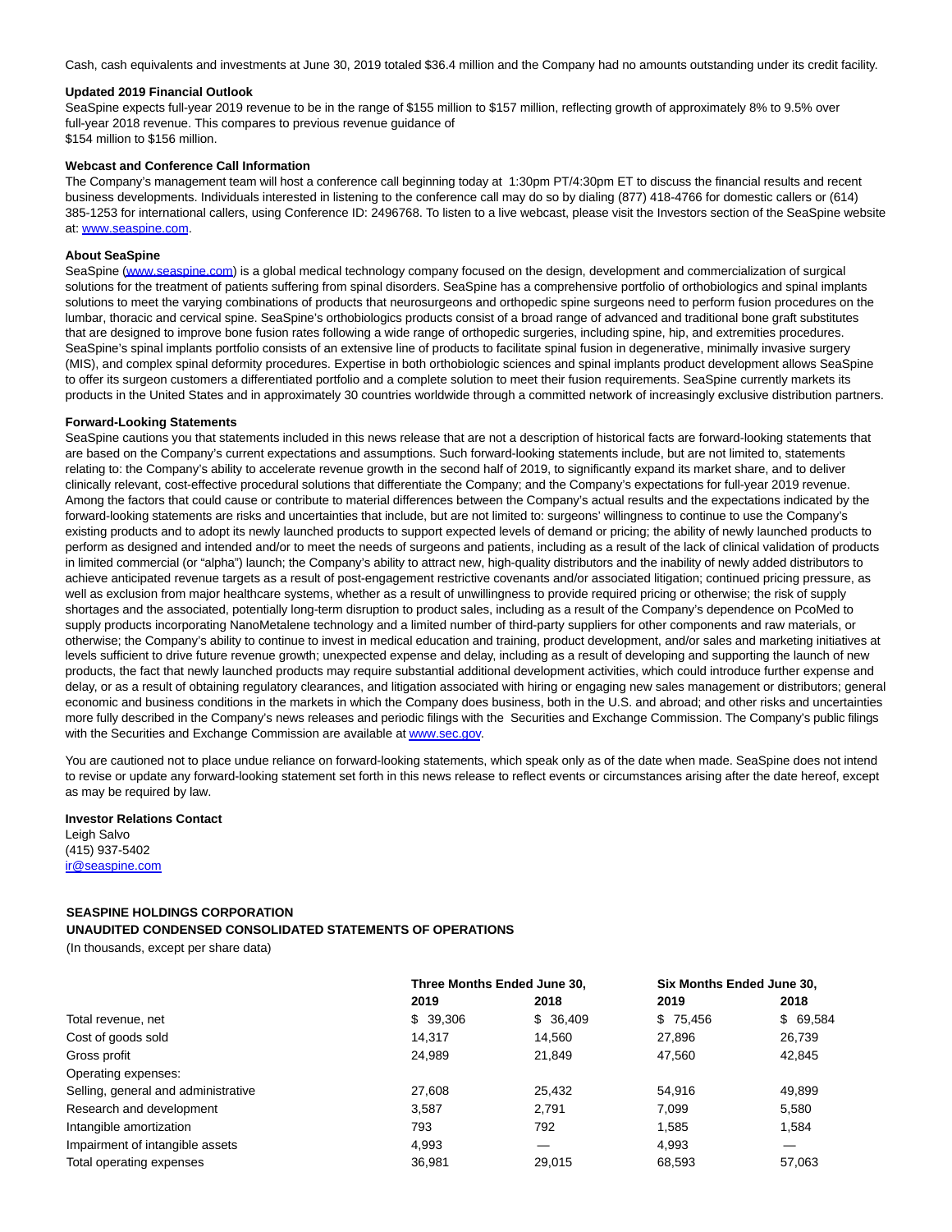Cash, cash equivalents and investments at June 30, 2019 totaled $36.4 million and the Company had no amounts outstanding under its credit facility.

**Updated 2019 Financial Outlook**

SeaSpine expects full-year 2019 revenue to be in the range of $155 million to $157 million, reflecting growth of approximately 8% to 9.5% over full-year 2018 revenue. This compares to previous revenue guidance of $154 million to $156 million.

**Webcast and Conference Call Information**

The Company's management team will host a conference call beginning today at 1:30pm PT/4:30pm ET to discuss the financial results and recent business developments. Individuals interested in listening to the conference call may do so by dialing (877) 418-4766 for domestic callers or (614) 385-1253 for international callers, using Conference ID: 2496768. To listen to a live webcast, please visit the Investors section of the SeaSpine website at: www.seaspine.com.

**About SeaSpine**

SeaSpine (www.seaspine.com) is a global medical technology company focused on the design, development and commercialization of surgical solutions for the treatment of patients suffering from spinal disorders. SeaSpine has a comprehensive portfolio of orthobiologics and spinal implants solutions to meet the varying combinations of products that neurosurgeons and orthopedic spine surgeons need to perform fusion procedures on the lumbar, thoracic and cervical spine. SeaSpine's orthobiologics products consist of a broad range of advanced and traditional bone graft substitutes that are designed to improve bone fusion rates following a wide range of orthopedic surgeries, including spine, hip, and extremities procedures. SeaSpine's spinal implants portfolio consists of an extensive line of products to facilitate spinal fusion in degenerative, minimally invasive surgery (MIS), and complex spinal deformity procedures. Expertise in both orthobiologic sciences and spinal implants product development allows SeaSpine to offer its surgeon customers a differentiated portfolio and a complete solution to meet their fusion requirements. SeaSpine currently markets its products in the United States and in approximately 30 countries worldwide through a committed network of increasingly exclusive distribution partners.

**Forward-Looking Statements**

SeaSpine cautions you that statements included in this news release that are not a description of historical facts are forward-looking statements that are based on the Company's current expectations and assumptions. Such forward-looking statements include, but are not limited to, statements relating to: the Company's ability to accelerate revenue growth in the second half of 2019, to significantly expand its market share, and to deliver clinically relevant, cost-effective procedural solutions that differentiate the Company; and the Company's expectations for full-year 2019 revenue. Among the factors that could cause or contribute to material differences between the Company's actual results and the expectations indicated by the forward-looking statements are risks and uncertainties that include, but are not limited to: surgeons' willingness to continue to use the Company's existing products and to adopt its newly launched products to support expected levels of demand or pricing; the ability of newly launched products to perform as designed and intended and/or to meet the needs of surgeons and patients, including as a result of the lack of clinical validation of products in limited commercial (or "alpha") launch; the Company's ability to attract new, high-quality distributors and the inability of newly added distributors to achieve anticipated revenue targets as a result of post-engagement restrictive covenants and/or associated litigation; continued pricing pressure, as well as exclusion from major healthcare systems, whether as a result of unwillingness to provide required pricing or otherwise; the risk of supply shortages and the associated, potentially long-term disruption to product sales, including as a result of the Company's dependence on PcoMed to supply products incorporating NanoMetalene technology and a limited number of third-party suppliers for other components and raw materials, or otherwise; the Company's ability to continue to invest in medical education and training, product development, and/or sales and marketing initiatives at levels sufficient to drive future revenue growth; unexpected expense and delay, including as a result of developing and supporting the launch of new products, the fact that newly launched products may require substantial additional development activities, which could introduce further expense and delay, or as a result of obtaining regulatory clearances, and litigation associated with hiring or engaging new sales management or distributors; general economic and business conditions in the markets in which the Company does business, both in the U.S. and abroad; and other risks and uncertainties more fully described in the Company's news releases and periodic filings with the Securities and Exchange Commission. The Company's public filings with the Securities and Exchange Commission are available at www.sec.gov.

You are cautioned not to place undue reliance on forward-looking statements, which speak only as of the date when made. SeaSpine does not intend to revise or update any forward-looking statement set forth in this news release to reflect events or circumstances arising after the date hereof, except as may be required by law.

**Investor Relations Contact**

Leigh Salvo
(415) 937-5402
ir@seaspine.com

**SEASPINE HOLDINGS CORPORATION**
**UNAUDITED CONDENSED CONSOLIDATED STATEMENTS OF OPERATIONS**
(In thousands, except per share data)

| | Three Months Ended June 30, | | Six Months Ended June 30, | |
|---|---|---|---|---|
| | **2019** | **2018** | **2019** | **2018** |
| Total revenue, net | $ 39,306 | $ 36,409 | $ 75,456 | $ 69,584 |
| Cost of goods sold | 14,317 | 14,560 | 27,896 | 26,739 |
| Gross profit | 24,989 | 21,849 | 47,560 | 42,845 |
| Operating expenses: | | | | |
| Selling, general and administrative | 27,608 | 25,432 | 54,916 | 49,899 |
| Research and development | 3,587 | 2,791 | 7,099 | 5,580 |
| Intangible amortization | 793 | 792 | 1,585 | 1,584 |
| Impairment of intangible assets | 4,993 | — | 4,993 | — |
| Total operating expenses | 36,981 | 29,015 | 68,593 | 57,063 |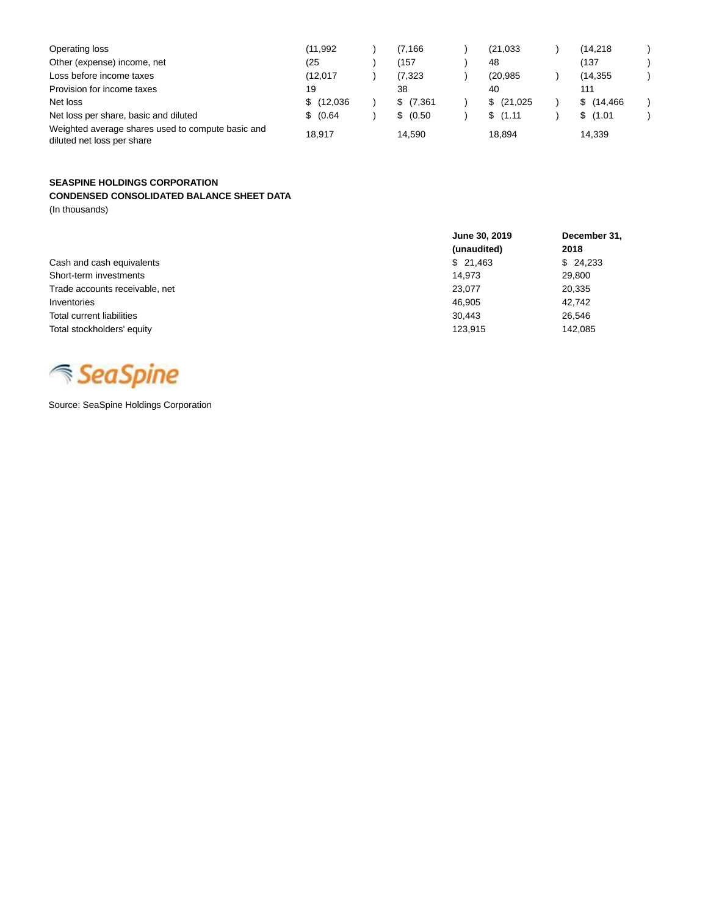| | | | | |
|---|---|---|---|---|
| Operating loss | (11,992) | (7,166) | (21,033) | (14,218) |
| Other (expense) income, net | (25) | (157) | 48 | (137) |
| Loss before income taxes | (12,017) | (7,323) | (20,985) | (14,355) |
| Provision for income taxes | 19 | 38 | 40 | 111 |
| Net loss | $ (12,036) | $ (7,361) | $ (21,025) | $ (14,466) |
| Net loss per share, basic and diluted | $ (0.64) | $ (0.50) | $ (1.11) | $ (1.01) |
| Weighted average shares used to compute basic and diluted net loss per share | 18,917 | 14,590 | 18,894 | 14,339 |

**SEASPINE HOLDINGS CORPORATION**
**CONDENSED CONSOLIDATED BALANCE SHEET DATA**
(In thousands)

| | **June 30, 2019 (unaudited)** | **December 31, 2018** |
|---|---|---|
| Cash and cash equivalents | $ 21,463 | $ 24,233 |
| Short-term investments | 14,973 | 29,800 |
| Trade accounts receivable, net | 23,077 | 20,335 |
| Inventories | 46,905 | 42,742 |
| Total current liabilities | 30,443 | 26,546 |
| Total stockholders' equity | 123,915 | 142,085 |

SeaSpine

Source: SeaSpine Holdings Corporation